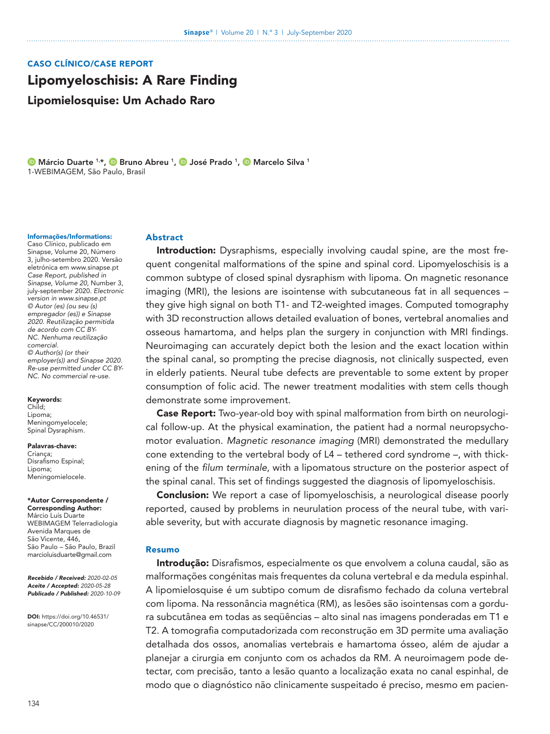CASO CLÍNICO/CASE REPORT

# Lipomyeloschisis: A Rare Finding

## Lipomielosquise: Um Achado Raro

Márcio Duarte [1,*], Bruno Abreu [1], José Prado [1], Marcelo Silva [1]

1-WEBIMAGEM, São Paulo, Brasil

**Informações/Informations:**
Caso Clínico, publicado em Sinapse, Volume 20, Número 3, julho-setembro 2020. Versão eletrónica em www.sinapse.pt
*Case Report, published in Sinapse, Volume 20, Number 3, july-september 2020. Electronic version in www.sinapse.pt*
*© Autor (es) (ou seu (s) empregador (es)) e Sinapse 2020. Reutilização permitida de acordo com CC BY-NC. Nenhuma reutilização comercial.*
*© Author(s) (or their employer(s)) and Sinapse 2020. Re-use permitted under CC BY-NC. No commercial re-use.*

**Keywords:**
Child;
Lipoma;
Meningomyelocele;
Spinal Dysraphism.

**Palavras-chave:**
Criança;
Disrafismo Espinal;
Lipoma;
Meningomielocele.

**\*Autor Correspondente / Corresponding Author:**
Márcio Luís Duarte
WEBIMAGEM Telerradiologia
Avenida Marques de São Vicente, 446,
São Paulo – São Paulo, Brazil
marcioluisduarte@gmail.com

***Recebido / Received:*** *2020-02-05*
***Aceite / Accepted:*** *2020-05-28*
***Publicado / Published:*** *2020-10-09*

**DOI:** https://doi.org/10.46531/sinapse/CC/200010/2020

### Abstract

**Introduction:** Dysraphisms, especially involving caudal spine, are the most frequent congenital malformations of the spine and spinal cord. Lipomyeloschisis is a common subtype of closed spinal dysraphism with lipoma. On magnetic resonance imaging (MRI), the lesions are isointense with subcutaneous fat in all sequences – they give high signal on both T1- and T2-weighted images. Computed tomography with 3D reconstruction allows detailed evaluation of bones, vertebral anomalies and osseous hamartoma, and helps plan the surgery in conjunction with MRI findings. Neuroimaging can accurately depict both the lesion and the exact location within the spinal canal, so prompting the precise diagnosis, not clinically suspected, even in elderly patients. Neural tube defects are preventable to some extent by proper consumption of folic acid. The newer treatment modalities with stem cells though demonstrate some improvement.

**Case Report:** Two-year-old boy with spinal malformation from birth on neurological follow-up. At the physical examination, the patient had a normal neuropsychomotor evaluation. *Magnetic resonance imaging* (MRI) demonstrated the medullary cone extending to the vertebral body of L4 – tethered cord syndrome –, with thickening of the *filum terminale*, with a lipomatous structure on the posterior aspect of the spinal canal. This set of findings suggested the diagnosis of lipomyeloschisis.

**Conclusion:** We report a case of lipomyeloschisis, a neurological disease poorly reported, caused by problems in neurulation process of the neural tube, with variable severity, but with accurate diagnosis by magnetic resonance imaging.

### Resumo

**Introdução:** Disrafismos, especialmente os que envolvem a coluna caudal, são as malformações congénitas mais frequentes da coluna vertebral e da medula espinhal. A lipomielosquise é um subtipo comum de disrafismo fechado da coluna vertebral com lipoma. Na ressonância magnética (RM), as lesões são isointensas com a gordura subcutânea em todas as seqüências – alto sinal nas imagens ponderadas em T1 e T2. A tomografia computadorizada com reconstrução em 3D permite uma avaliação detalhada dos ossos, anomalias vertebrais e hamartoma ósseo, além de ajudar a planejar a cirurgia em conjunto com os achados da RM. A neuroimagem pode detectar, com precisão, tanto a lesão quanto a localização exata no canal espinhal, de modo que o diagnóstico não clinicamente suspeitado é preciso, mesmo em pacien-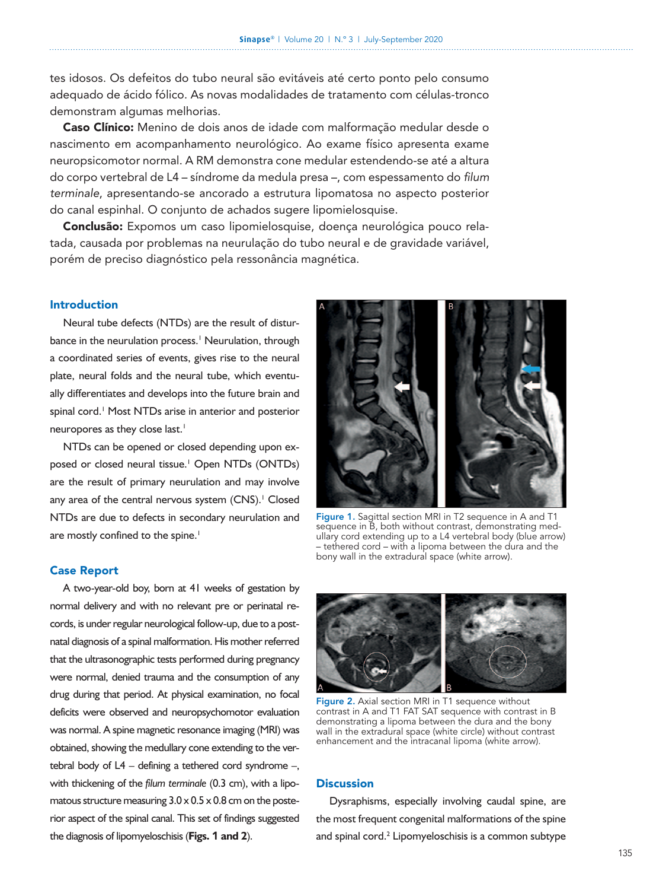tes idosos. Os defeitos do tubo neural são evitáveis até certo ponto pelo consumo adequado de ácido fólico. As novas modalidades de tratamento com células-tronco demonstram algumas melhorias.

**Caso Clínico:** Menino de dois anos de idade com malformação medular desde o nascimento em acompanhamento neurológico. Ao exame físico apresenta exame neuropsicomotor normal. A RM demonstra cone medular estendendo-se até a altura do corpo vertebral de L4 – síndrome da medula presa –, com espessamento do *filum terminale*, apresentando-se ancorado a estrutura lipomatosa no aspecto posterior do canal espinhal. O conjunto de achados sugere lipomielosquise.

**Conclusão:** Expomos um caso lipomielosquise, doença neurológica pouco relatada, causada por problemas na neurulação do tubo neural e de gravidade variável, porém de preciso diagnóstico pela ressonância magnética.

## Introduction

Neural tube defects (NTDs) are the result of disturbance in the neurulation process.[1] Neurulation, through a coordinated series of events, gives rise to the neural plate, neural folds and the neural tube, which eventually differentiates and develops into the future brain and spinal cord.[1] Most NTDs arise in anterior and posterior neuropores as they close last.[1]

NTDs can be opened or closed depending upon exposed or closed neural tissue.[1] Open NTDs (ONTDs) are the result of primary neurulation and may involve any area of the central nervous system (CNS).[1] Closed NTDs are due to defects in secondary neurulation and are mostly confined to the spine.[1]

## Case Report

A two-year-old boy, born at 41 weeks of gestation by normal delivery and with no relevant pre or perinatal records, is under regular neurological follow-up, due to a postnatal diagnosis of a spinal malformation. His mother referred that the ultrasonographic tests performed during pregnancy were normal, denied trauma and the consumption of any drug during that period. At physical examination, no focal deficits were observed and neuropsychomotor evaluation was normal. A spine magnetic resonance imaging (MRI) was obtained, showing the medullary cone extending to the vertebral body of L4 – defining a tethered cord syndrome –, with thickening of the *filum terminale* (0.3 cm), with a lipomatous structure measuring 3.0 x 0.5 x 0.8 cm on the posterior aspect of the spinal canal. This set of findings suggested the diagnosis of lipomyeloschisis (**Figs. 1 and 2**).

**Figure 1.** Sagittal section MRI in T2 sequence in A and T1 sequence in B, both without contrast, demonstrating medullary cord extending up to a L4 vertebral body (blue arrow) – tethered cord – with a lipoma between the dura and the bony wall in the extradural space (white arrow).

**Figure 2.** Axial section MRI in T1 sequence without contrast in A and T1 FAT SAT sequence with contrast in B demonstrating a lipoma between the dura and the bony wall in the extradural space (white circle) without contrast enhancement and the intracanal lipoma (white arrow).

## Discussion

Dysraphisms, especially involving caudal spine, are the most frequent congenital malformations of the spine and spinal cord.[2] Lipomyeloschisis is a common subtype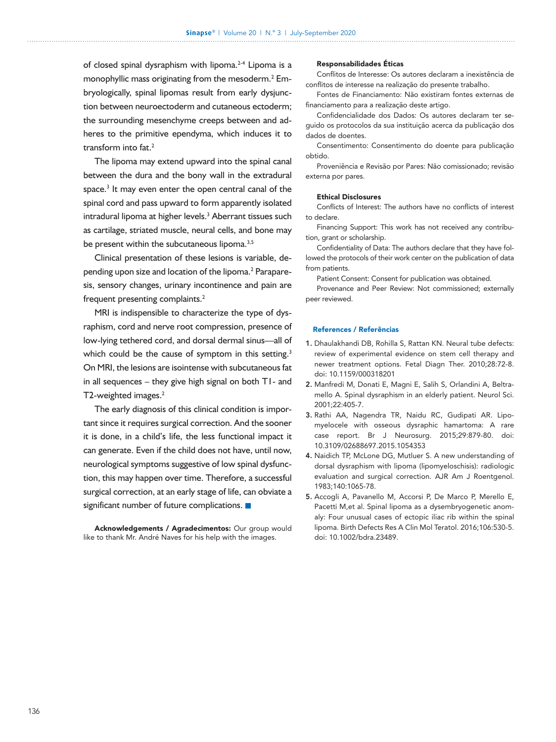of closed spinal dysraphism with lipoma.[2-4] Lipoma is a monophyllic mass originating from the mesoderm.[2] Embryologically, spinal lipomas result from early dysjunction between neuroectoderm and cutaneous ectoderm; the surrounding mesenchyme creeps between and adheres to the primitive ependyma, which induces it to transform into fat.[2]

The lipoma may extend upward into the spinal canal between the dura and the bony wall in the extradural space.[3] It may even enter the open central canal of the spinal cord and pass upward to form apparently isolated intradural lipoma at higher levels.[3] Aberrant tissues such as cartilage, striated muscle, neural cells, and bone may be present within the subcutaneous lipoma.[3,5]

Clinical presentation of these lesions is variable, depending upon size and location of the lipoma.[2] Paraparesis, sensory changes, urinary incontinence and pain are frequent presenting complaints.[2]

MRI is indispensible to characterize the type of dysraphism, cord and nerve root compression, presence of low-lying tethered cord, and dorsal dermal sinus—all of which could be the cause of symptom in this setting.[3] On MRI, the lesions are isointense with subcutaneous fat in all sequences – they give high signal on both T1- and T2-weighted images.[2]

The early diagnosis of this clinical condition is important since it requires surgical correction. And the sooner it is done, in a child's life, the less functional impact it can generate. Even if the child does not have, until now, neurological symptoms suggestive of low spinal dysfunction, this may happen over time. Therefore, a successful surgical correction, at an early stage of life, can obviate a significant number of future complications. ■

**Acknowledgements / Agradecimentos:** Our group would like to thank Mr. André Naves for his help with the images.

#### Responsabilidades Éticas

Conflitos de Interesse: Os autores declaram a inexistência de conflitos de interesse na realização do presente trabalho.

Fontes de Financiamento: Não existiram fontes externas de financiamento para a realização deste artigo.

Confidencialidade dos Dados: Os autores declaram ter seguido os protocolos da sua instituição acerca da publicação dos dados de doentes.

Consentimento: Consentimento do doente para publicação obtido.

Proveniência e Revisão por Pares: Não comissionado; revisão externa por pares.

#### Ethical Disclosures

Conflicts of Interest: The authors have no conflicts of interest to declare.

Financing Support: This work has not received any contribution, grant or scholarship.

Confidentiality of Data: The authors declare that they have followed the protocols of their work center on the publication of data from patients.

Patient Consent: Consent for publication was obtained.

Provenance and Peer Review: Not commissioned; externally peer reviewed.

## References / Referências

1. Dhaulakhandi DB, Rohilla S, Rattan KN. Neural tube defects: review of experimental evidence on stem cell therapy and newer treatment options. Fetal Diagn Ther. 2010;28:72-8. doi: 10.1159/000318201
2. Manfredi M, Donati E, Magni E, Salih S, Orlandini A, Beltramello A. Spinal dysraphism in an elderly patient. Neurol Sci. 2001;22:405-7.
3. Rathi AA, Nagendra TR, Naidu RC, Gudipati AR. Lipomyelocele with osseous dysraphic hamartoma: A rare case report. Br J Neurosurg. 2015;29:879-80. doi: 10.3109/02688697.2015.1054353
4. Naidich TP, McLone DG, Mutluer S. A new understanding of dorsal dysraphism with lipoma (lipomyeloschisis): radiologic evaluation and surgical correction. AJR Am J Roentgenol. 1983;140:1065-78.
5. Accogli A, Pavanello M, Accorsi P, De Marco P, Merello E, Pacetti M,et al. Spinal lipoma as a dysembryogenetic anomaly: Four unusual cases of ectopic iliac rib within the spinal lipoma. Birth Defects Res A Clin Mol Teratol. 2016;106:530-5. doi: 10.1002/bdra.23489.